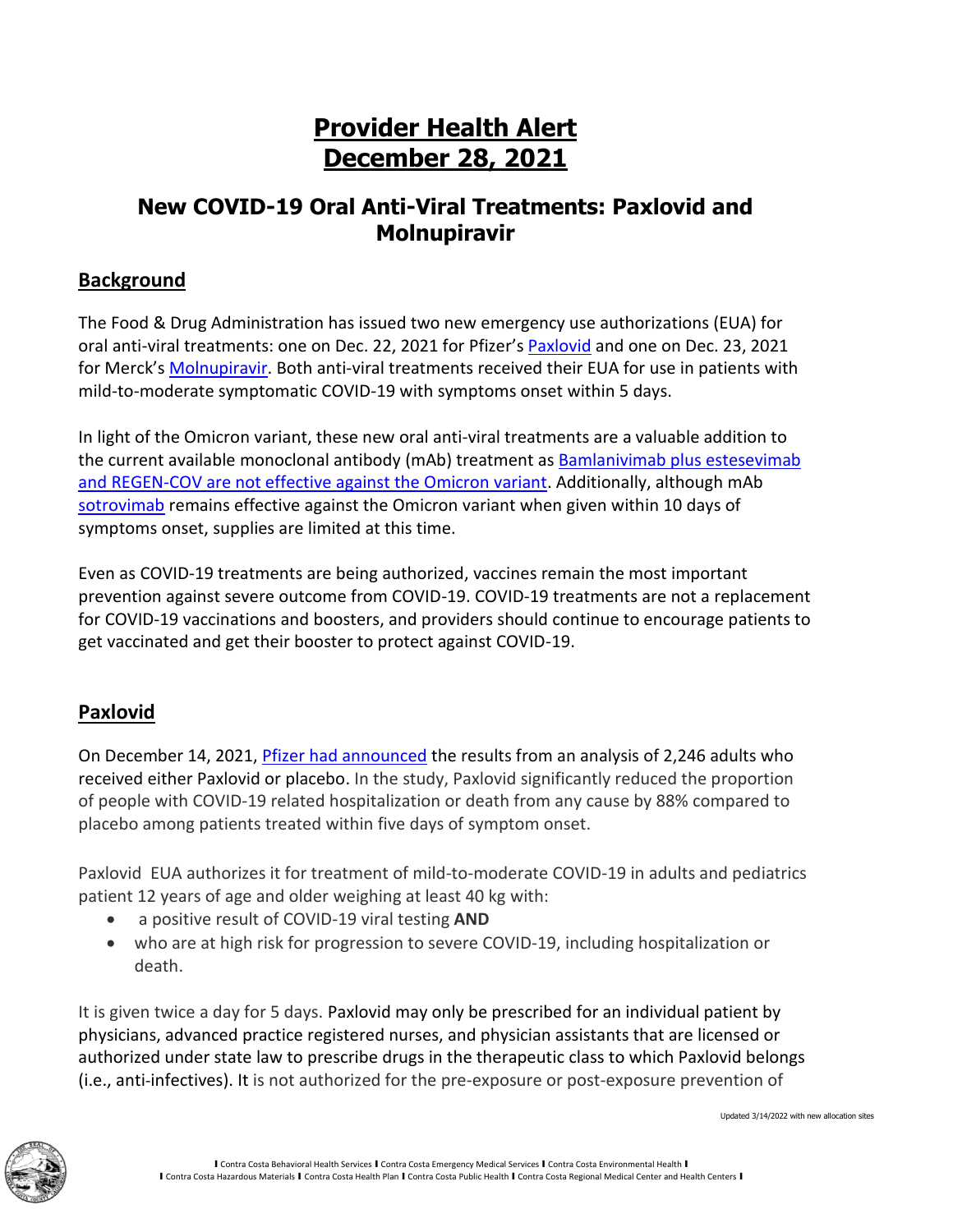# Provider Health Alert
# December 28, 2021

## New COVID-19 Oral Anti-Viral Treatments: Paxlovid and Molnupiravir

### Background

The Food & Drug Administration has issued two new emergency use authorizations (EUA) for oral anti-viral treatments: one on Dec. 22, 2021 for Pfizer's Paxlovid and one on Dec. 23, 2021 for Merck's Molnupiravir. Both anti-viral treatments received their EUA for use in patients with mild-to-moderate symptomatic COVID-19 with symptoms onset within 5 days.

In light of the Omicron variant, these new oral anti-viral treatments are a valuable addition to the current available monoclonal antibody (mAb) treatment as Bamlanivimab plus estesevimab and REGEN-COV are not effective against the Omicron variant. Additionally, although mAb sotrovimab remains effective against the Omicron variant when given within 10 days of symptoms onset, supplies are limited at this time.

Even as COVID-19 treatments are being authorized, vaccines remain the most important prevention against severe outcome from COVID-19. COVID-19 treatments are not a replacement for COVID-19 vaccinations and boosters, and providers should continue to encourage patients to get vaccinated and get their booster to protect against COVID-19.

### Paxlovid

On December 14, 2021, Pfizer had announced the results from an analysis of 2,246 adults who received either Paxlovid or placebo. In the study, Paxlovid significantly reduced the proportion of people with COVID-19 related hospitalization or death from any cause by 88% compared to placebo among patients treated within five days of symptom onset.

Paxlovid EUA authorizes it for treatment of mild-to-moderate COVID-19 in adults and pediatrics patient 12 years of age and older weighing at least 40 kg with:

- a positive result of COVID-19 viral testing **AND**
- who are at high risk for progression to severe COVID-19, including hospitalization or death.

It is given twice a day for 5 days. Paxlovid may only be prescribed for an individual patient by physicians, advanced practice registered nurses, and physician assistants that are licensed or authorized under state law to prescribe drugs in the therapeutic class to which Paxlovid belongs (i.e., anti-infectives). It is not authorized for the pre-exposure or post-exposure prevention of

Updated 3/14/2022 with new allocation sites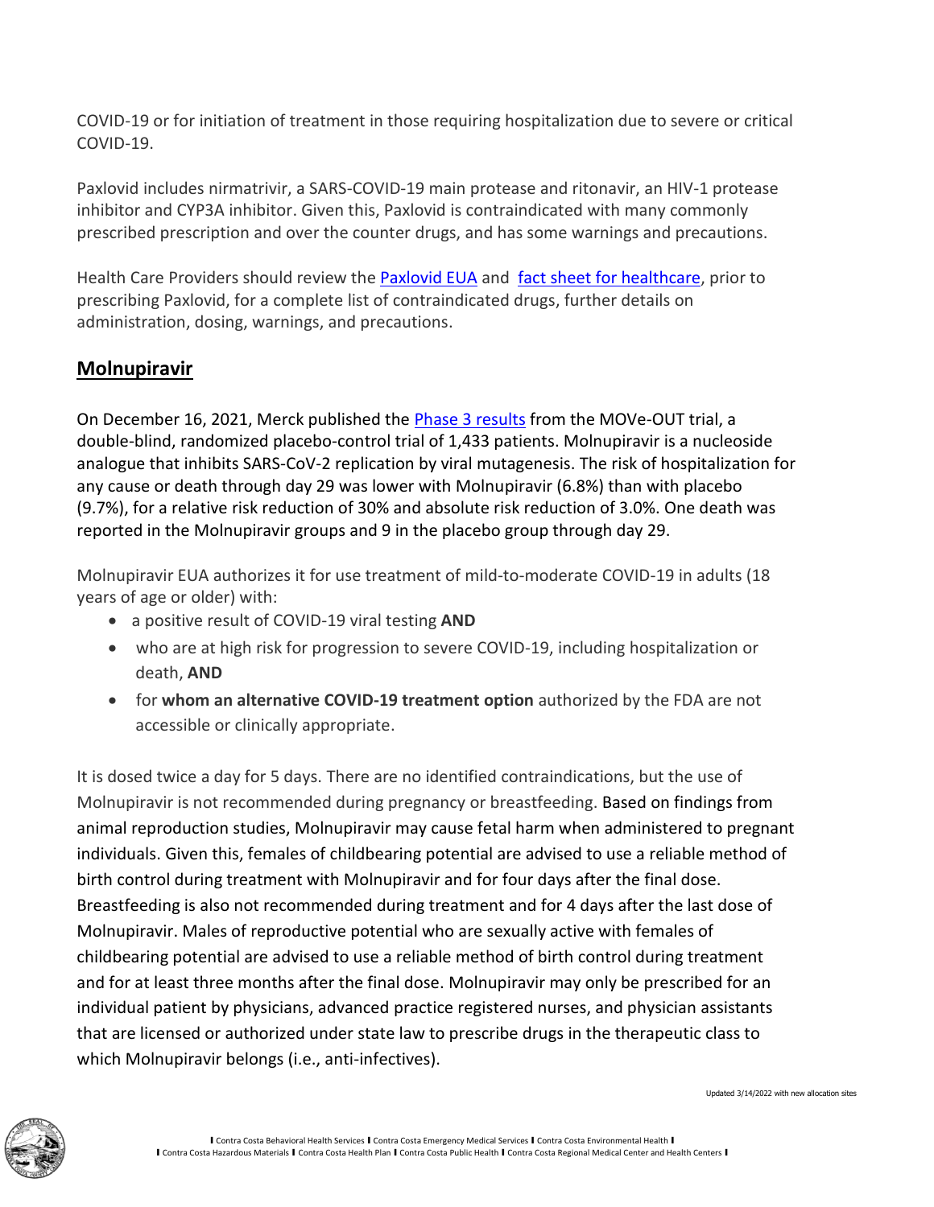COVID-19 or for initiation of treatment in those requiring hospitalization due to severe or critical COVID-19.

Paxlovid includes nirmatrivir, a SARS-COVID-19 main protease and ritonavir, an HIV-1 protease inhibitor and CYP3A inhibitor. Given this, Paxlovid is contraindicated with many commonly prescribed prescription and over the counter drugs, and has some warnings and precautions.

Health Care Providers should review the Paxlovid EUA and fact sheet for healthcare, prior to prescribing Paxlovid, for a complete list of contraindicated drugs, further details on administration, dosing, warnings, and precautions.

## Molnupiravir

On December 16, 2021, Merck published the Phase 3 results from the MOVe-OUT trial, a double-blind, randomized placebo-control trial of 1,433 patients. Molnupiravir is a nucleoside analogue that inhibits SARS-CoV-2 replication by viral mutagenesis. The risk of hospitalization for any cause or death through day 29 was lower with Molnupiravir (6.8%) than with placebo (9.7%), for a relative risk reduction of 30% and absolute risk reduction of 3.0%. One death was reported in the Molnupiravir groups and 9 in the placebo group through day 29.

Molnupiravir EUA authorizes it for use treatment of mild-to-moderate COVID-19 in adults (18 years of age or older) with:

- a positive result of COVID-19 viral testing **AND**
- who are at high risk for progression to severe COVID-19, including hospitalization or death, **AND**
- for **whom an alternative COVID-19 treatment option** authorized by the FDA are not accessible or clinically appropriate.

It is dosed twice a day for 5 days. There are no identified contraindications, but the use of Molnupiravir is not recommended during pregnancy or breastfeeding. Based on findings from animal reproduction studies, Molnupiravir may cause fetal harm when administered to pregnant individuals. Given this, females of childbearing potential are advised to use a reliable method of birth control during treatment with Molnupiravir and for four days after the final dose. Breastfeeding is also not recommended during treatment and for 4 days after the last dose of Molnupiravir. Males of reproductive potential who are sexually active with females of childbearing potential are advised to use a reliable method of birth control during treatment and for at least three months after the final dose. Molnupiravir may only be prescribed for an individual patient by physicians, advanced practice registered nurses, and physician assistants that are licensed or authorized under state law to prescribe drugs in the therapeutic class to which Molnupiravir belongs (i.e., anti-infectives).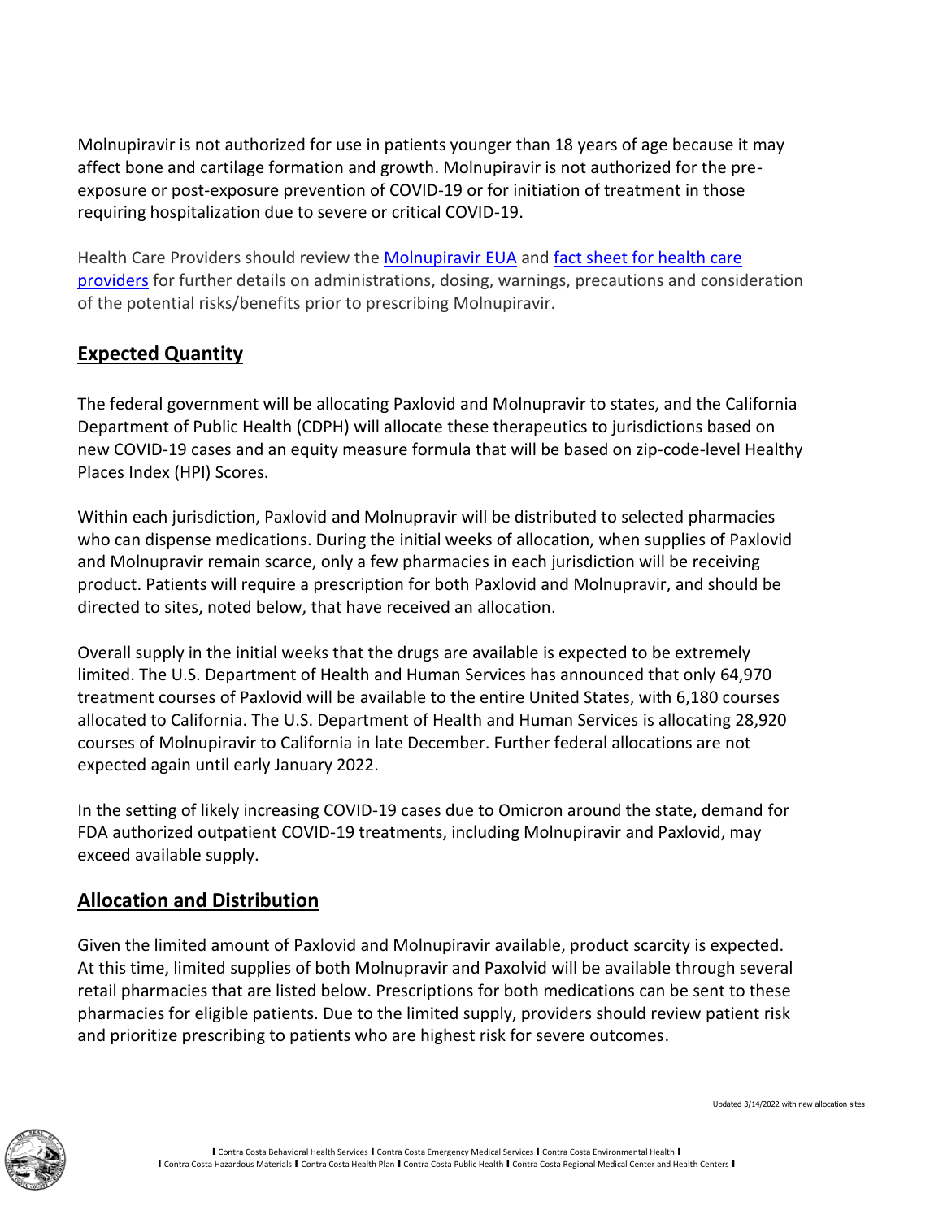Molnupiravir is not authorized for use in patients younger than 18 years of age because it may affect bone and cartilage formation and growth. Molnupiravir is not authorized for the pre-exposure or post-exposure prevention of COVID-19 or for initiation of treatment in those requiring hospitalization due to severe or critical COVID-19.

Health Care Providers should review the Molnupiravir EUA and fact sheet for health care providers for further details on administrations, dosing, warnings, precautions and consideration of the potential risks/benefits prior to prescribing Molnupiravir.

## Expected Quantity

The federal government will be allocating Paxlovid and Molnupravir to states, and the California Department of Public Health (CDPH) will allocate these therapeutics to jurisdictions based on new COVID-19 cases and an equity measure formula that will be based on zip-code-level Healthy Places Index (HPI) Scores.

Within each jurisdiction, Paxlovid and Molnupravir will be distributed to selected pharmacies who can dispense medications. During the initial weeks of allocation, when supplies of Paxlovid and Molnupravir remain scarce, only a few pharmacies in each jurisdiction will be receiving product. Patients will require a prescription for both Paxlovid and Molnupravir, and should be directed to sites, noted below, that have received an allocation.

Overall supply in the initial weeks that the drugs are available is expected to be extremely limited. The U.S. Department of Health and Human Services has announced that only 64,970 treatment courses of Paxlovid will be available to the entire United States, with 6,180 courses allocated to California. The U.S. Department of Health and Human Services is allocating 28,920 courses of Molnupiravir to California in late December. Further federal allocations are not expected again until early January 2022.

In the setting of likely increasing COVID-19 cases due to Omicron around the state, demand for FDA authorized outpatient COVID-19 treatments, including Molnupiravir and Paxlovid, may exceed available supply.

## Allocation and Distribution

Given the limited amount of Paxlovid and Molnupiravir available, product scarcity is expected. At this time, limited supplies of both Molnupravir and Paxolvid will be available through several retail pharmacies that are listed below. Prescriptions for both medications can be sent to these pharmacies for eligible patients. Due to the limited supply, providers should review patient risk and prioritize prescribing to patients who are highest risk for severe outcomes.

Updated 3/14/2022 with new allocation sites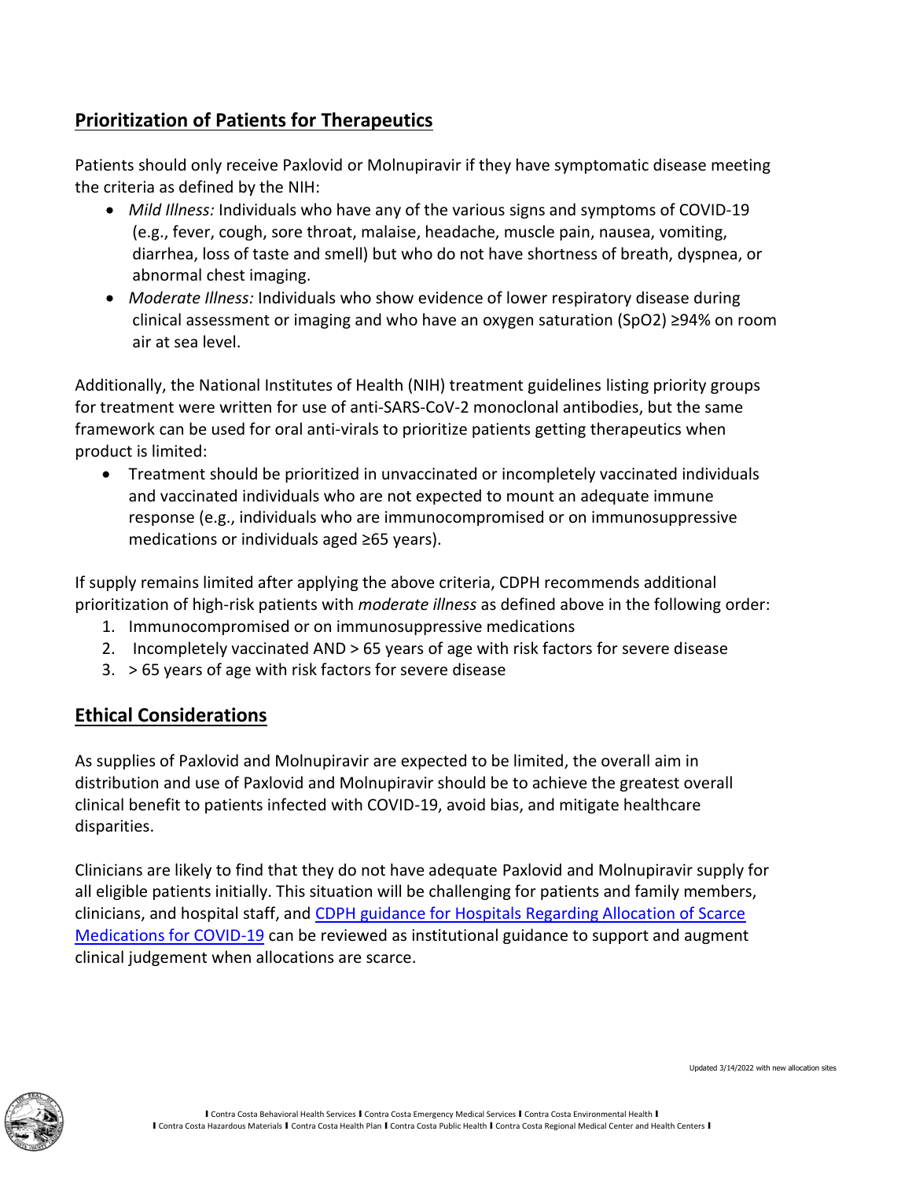## Prioritization of Patients for Therapeutics

Patients should only receive Paxlovid or Molnupiravir if they have symptomatic disease meeting the criteria as defined by the NIH:

- *Mild Illness:* Individuals who have any of the various signs and symptoms of COVID-19 (e.g., fever, cough, sore throat, malaise, headache, muscle pain, nausea, vomiting, diarrhea, loss of taste and smell) but who do not have shortness of breath, dyspnea, or abnormal chest imaging.
- *Moderate Illness:* Individuals who show evidence of lower respiratory disease during clinical assessment or imaging and who have an oxygen saturation (SpO2) ≥94% on room air at sea level.

Additionally, the National Institutes of Health (NIH) treatment guidelines listing priority groups for treatment were written for use of anti-SARS-CoV-2 monoclonal antibodies, but the same framework can be used for oral anti-virals to prioritize patients getting therapeutics when product is limited:

- Treatment should be prioritized in unvaccinated or incompletely vaccinated individuals and vaccinated individuals who are not expected to mount an adequate immune response (e.g., individuals who are immunocompromised or on immunosuppressive medications or individuals aged ≥65 years).

If supply remains limited after applying the above criteria, CDPH recommends additional prioritization of high-risk patients with *moderate illness* as defined above in the following order:

1. Immunocompromised or on immunosuppressive medications
2. Incompletely vaccinated AND > 65 years of age with risk factors for severe disease
3. > 65 years of age with risk factors for severe disease

## Ethical Considerations

As supplies of Paxlovid and Molnupiravir are expected to be limited, the overall aim in distribution and use of Paxlovid and Molnupiravir should be to achieve the greatest overall clinical benefit to patients infected with COVID-19, avoid bias, and mitigate healthcare disparities.

Clinicians are likely to find that they do not have adequate Paxlovid and Molnupiravir supply for all eligible patients initially. This situation will be challenging for patients and family members, clinicians, and hospital staff, and [CDPH guidance for Hospitals Regarding Allocation of Scarce Medications for COVID-19]() can be reviewed as institutional guidance to support and augment clinical judgement when allocations are scarce.

Updated 3/14/2022 with new allocation sites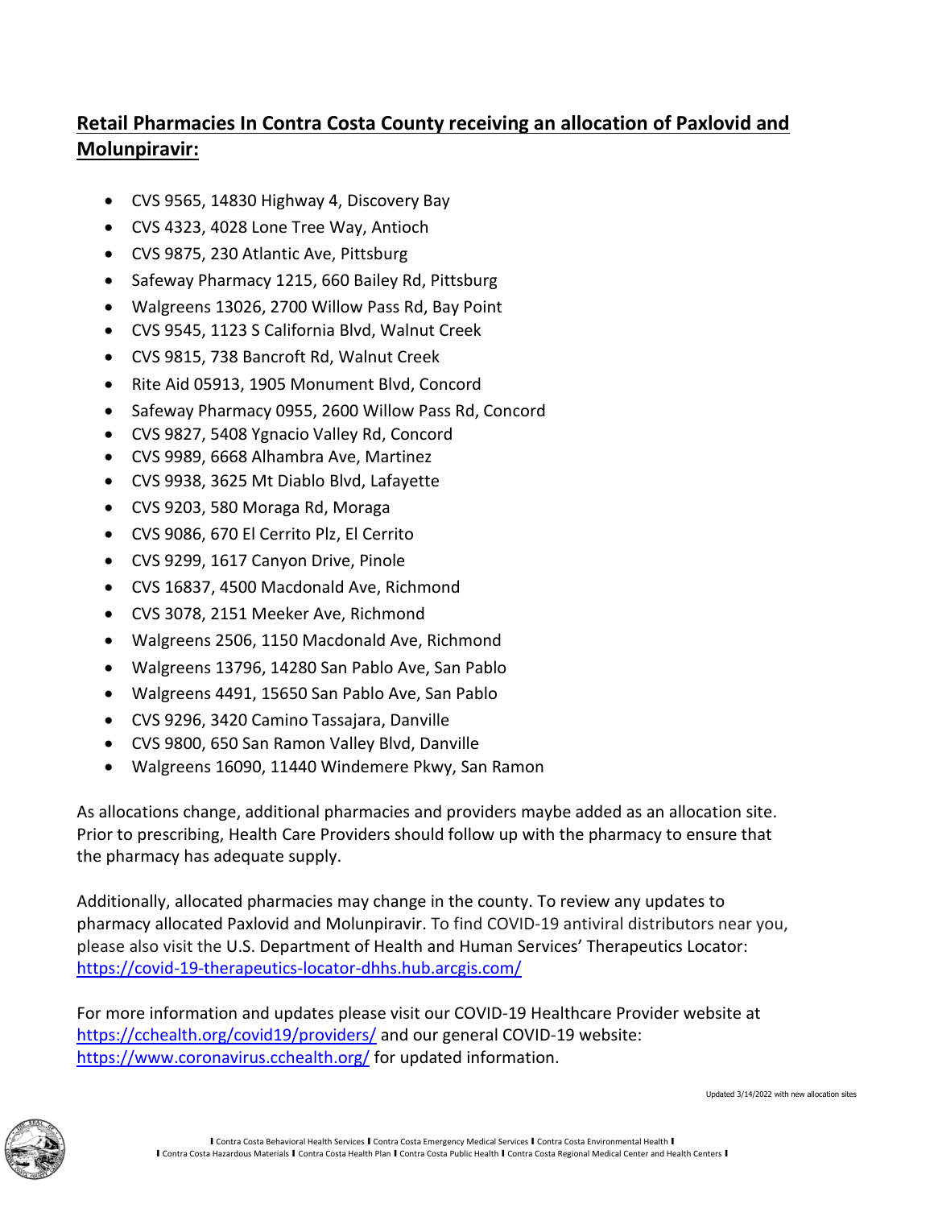## **Retail Pharmacies In Contra Costa County receiving an allocation of Paxlovid and Molunpiravir:**

- CVS 9565, 14830 Highway 4, Discovery Bay
- CVS 4323, 4028 Lone Tree Way, Antioch
- CVS 9875, 230 Atlantic Ave, Pittsburg
- Safeway Pharmacy 1215, 660 Bailey Rd, Pittsburg
- Walgreens 13026, 2700 Willow Pass Rd, Bay Point
- CVS 9545, 1123 S California Blvd, Walnut Creek
- CVS 9815, 738 Bancroft Rd, Walnut Creek
- Rite Aid 05913, 1905 Monument Blvd, Concord
- Safeway Pharmacy 0955, 2600 Willow Pass Rd, Concord
- CVS 9827, 5408 Ygnacio Valley Rd, Concord
- CVS 9989, 6668 Alhambra Ave, Martinez
- CVS 9938, 3625 Mt Diablo Blvd, Lafayette
- CVS 9203, 580 Moraga Rd, Moraga
- CVS 9086, 670 El Cerrito Plz, El Cerrito
- CVS 9299, 1617 Canyon Drive, Pinole
- CVS 16837, 4500 Macdonald Ave, Richmond
- CVS 3078, 2151 Meeker Ave, Richmond
- Walgreens 2506, 1150 Macdonald Ave, Richmond
- Walgreens 13796, 14280 San Pablo Ave, San Pablo
- Walgreens 4491, 15650 San Pablo Ave, San Pablo
- CVS 9296, 3420 Camino Tassajara, Danville
- CVS 9800, 650 San Ramon Valley Blvd, Danville
- Walgreens 16090, 11440 Windemere Pkwy, San Ramon

As allocations change, additional pharmacies and providers maybe added as an allocation site. Prior to prescribing, Health Care Providers should follow up with the pharmacy to ensure that the pharmacy has adequate supply.

Additionally, allocated pharmacies may change in the county. To review any updates to pharmacy allocated Paxlovid and Molunpiravir. To find COVID-19 antiviral distributors near you, please also visit the U.S. Department of Health and Human Services' Therapeutics Locator: https://covid-19-therapeutics-locator-dhhs.hub.arcgis.com/

For more information and updates please visit our COVID-19 Healthcare Provider website at https://cchealth.org/covid19/providers/ and our general COVID-19 website: https://www.coronavirus.cchealth.org/ for updated information.

Updated 3/14/2022 with new allocation sites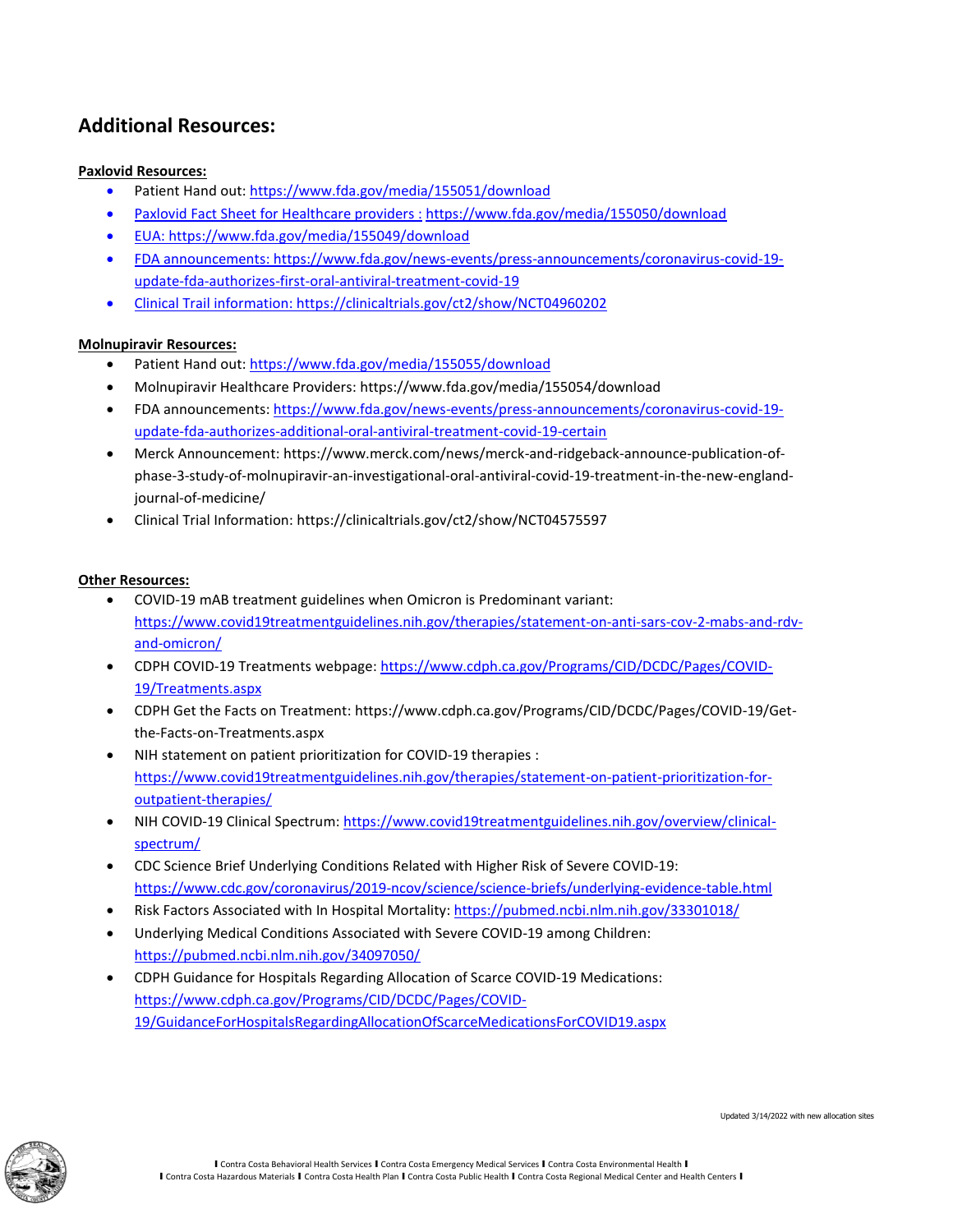## Additional Resources:

**Paxlovid Resources:**

- Patient Hand out: https://www.fda.gov/media/155051/download
- Paxlovid Fact Sheet for Healthcare providers : https://www.fda.gov/media/155050/download
- EUA: https://www.fda.gov/media/155049/download
- FDA announcements: https://www.fda.gov/news-events/press-announcements/coronavirus-covid-19-update-fda-authorizes-first-oral-antiviral-treatment-covid-19
- Clinical Trail information: https://clinicaltrials.gov/ct2/show/NCT04960202

**Molnupiravir Resources:**

- Patient Hand out: https://www.fda.gov/media/155055/download
- Molnupiravir Healthcare Providers: https://www.fda.gov/media/155054/download
- FDA announcements: https://www.fda.gov/news-events/press-announcements/coronavirus-covid-19-update-fda-authorizes-additional-oral-antiviral-treatment-covid-19-certain
- Merck Announcement: https://www.merck.com/news/merck-and-ridgeback-announce-publication-of-phase-3-study-of-molnupiravir-an-investigational-oral-antiviral-covid-19-treatment-in-the-new-england-journal-of-medicine/
- Clinical Trial Information: https://clinicaltrials.gov/ct2/show/NCT04575597

**Other Resources:**

- COVID-19 mAB treatment guidelines when Omicron is Predominant variant: https://www.covid19treatmentguidelines.nih.gov/therapies/statement-on-anti-sars-cov-2-mabs-and-rdv-and-omicron/
- CDPH COVID-19 Treatments webpage: https://www.cdph.ca.gov/Programs/CID/DCDC/Pages/COVID-19/Treatments.aspx
- CDPH Get the Facts on Treatment: https://www.cdph.ca.gov/Programs/CID/DCDC/Pages/COVID-19/Get-the-Facts-on-Treatments.aspx
- NIH statement on patient prioritization for COVID-19 therapies : https://www.covid19treatmentguidelines.nih.gov/therapies/statement-on-patient-prioritization-for-outpatient-therapies/
- NIH COVID-19 Clinical Spectrum: https://www.covid19treatmentguidelines.nih.gov/overview/clinical-spectrum/
- CDC Science Brief Underlying Conditions Related with Higher Risk of Severe COVID-19: https://www.cdc.gov/coronavirus/2019-ncov/science/science-briefs/underlying-evidence-table.html
- Risk Factors Associated with In Hospital Mortality: https://pubmed.ncbi.nlm.nih.gov/33301018/
- Underlying Medical Conditions Associated with Severe COVID-19 among Children: https://pubmed.ncbi.nlm.nih.gov/34097050/
- CDPH Guidance for Hospitals Regarding Allocation of Scarce COVID-19 Medications: https://www.cdph.ca.gov/Programs/CID/DCDC/Pages/COVID-19/GuidanceForHospitalsRegardingAllocationOfScarceMedicationsForCOVID19.aspx

Updated 3/14/2022 with new allocation sites